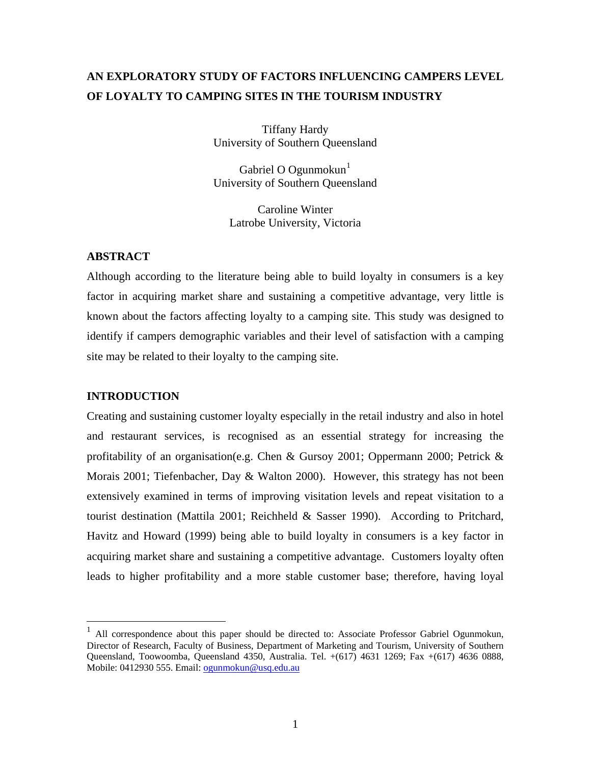# AN EXPLORATORY STUDY OF FACTORS INFLUENCING CAMPERS LEVEL OF LOYALTY TO CAMPING SITES IN THE TOURISM INDUSTRY

Tiffany Hardy
University of Southern Queensland

Gabriel O Ogunmokun[1]
University of Southern Queensland

Caroline Winter
Latrobe University, Victoria

## ABSTRACT

Although according to the literature being able to build loyalty in consumers is a key factor in acquiring market share and sustaining a competitive advantage, very little is known about the factors affecting loyalty to a camping site. This study was designed to identify if campers demographic variables and their level of satisfaction with a camping site may be related to their loyalty to the camping site.

## INTRODUCTION

Creating and sustaining customer loyalty especially in the retail industry and also in hotel and restaurant services, is recognised as an essential strategy for increasing the profitability of an organisation(e.g. Chen & Gursoy 2001; Oppermann 2000; Petrick & Morais 2001; Tiefenbacher, Day & Walton 2000). However, this strategy has not been extensively examined in terms of improving visitation levels and repeat visitation to a tourist destination (Mattila 2001; Reichheld & Sasser 1990). According to Pritchard, Havitz and Howard (1999) being able to build loyalty in consumers is a key factor in acquiring market share and sustaining a competitive advantage. Customers loyalty often leads to higher profitability and a more stable customer base; therefore, having loyal

---

[1] All correspondence about this paper should be directed to: Associate Professor Gabriel Ogunmokun, Director of Research, Faculty of Business, Department of Marketing and Tourism, University of Southern Queensland, Toowoomba, Queensland 4350, Australia. Tel. +(617) 4631 1269; Fax +(617) 4636 0888, Mobile: 0412930 555. Email: ogunmokun@usq.edu.au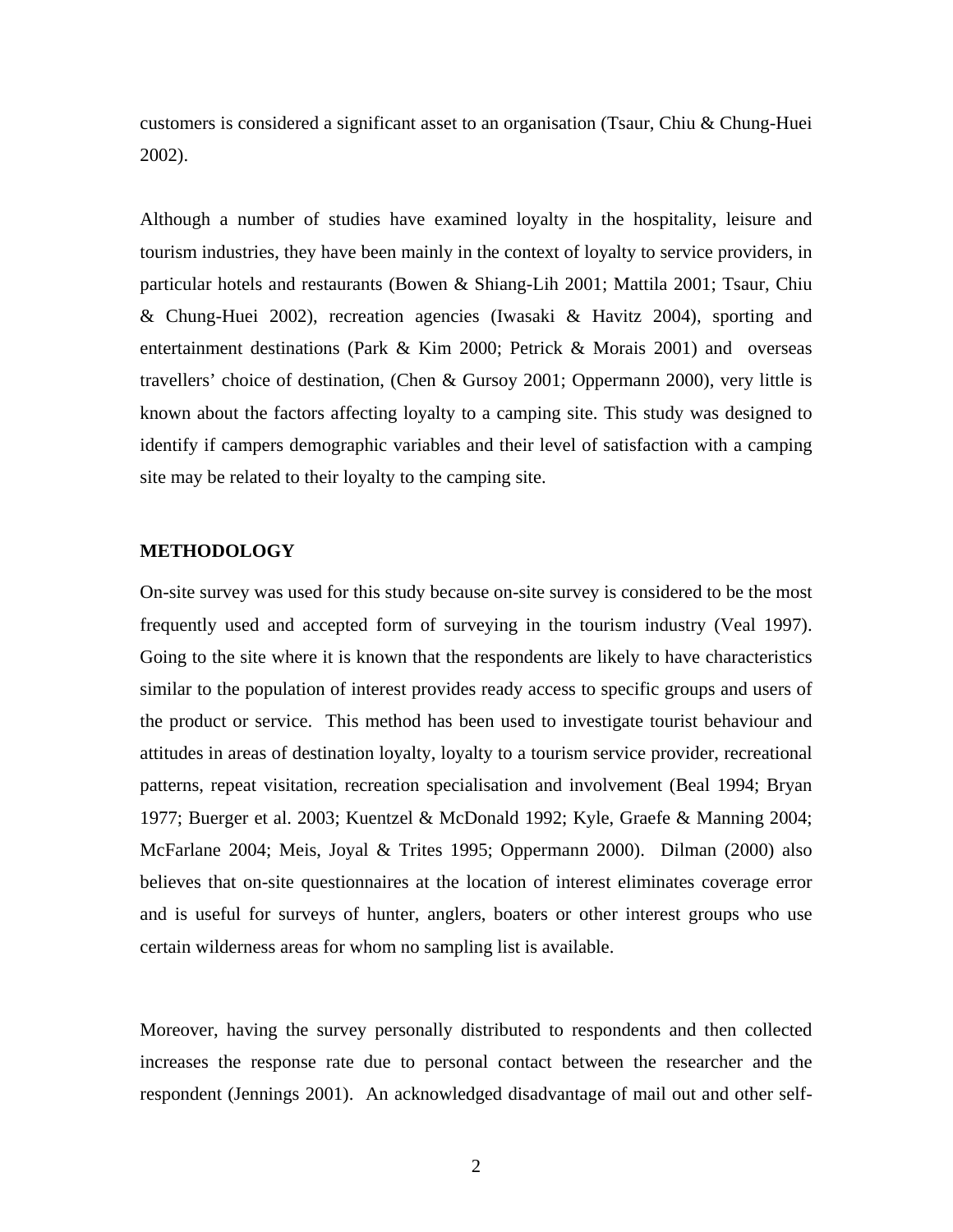customers is considered a significant asset to an organisation (Tsaur, Chiu & Chung-Huei 2002).

Although a number of studies have examined loyalty in the hospitality, leisure and tourism industries, they have been mainly in the context of loyalty to service providers, in particular hotels and restaurants (Bowen & Shiang-Lih 2001; Mattila 2001; Tsaur, Chiu & Chung-Huei 2002), recreation agencies (Iwasaki & Havitz 2004), sporting and entertainment destinations (Park & Kim 2000; Petrick & Morais 2001) and overseas travellers' choice of destination, (Chen & Gursoy 2001; Oppermann 2000), very little is known about the factors affecting loyalty to a camping site. This study was designed to identify if campers demographic variables and their level of satisfaction with a camping site may be related to their loyalty to the camping site.

## METHODOLOGY

On-site survey was used for this study because on-site survey is considered to be the most frequently used and accepted form of surveying in the tourism industry (Veal 1997). Going to the site where it is known that the respondents are likely to have characteristics similar to the population of interest provides ready access to specific groups and users of the product or service. This method has been used to investigate tourist behaviour and attitudes in areas of destination loyalty, loyalty to a tourism service provider, recreational patterns, repeat visitation, recreation specialisation and involvement (Beal 1994; Bryan 1977; Buerger et al. 2003; Kuentzel & McDonald 1992; Kyle, Graefe & Manning 2004; McFarlane 2004; Meis, Joyal & Trites 1995; Oppermann 2000). Dilman (2000) also believes that on-site questionnaires at the location of interest eliminates coverage error and is useful for surveys of hunter, anglers, boaters or other interest groups who use certain wilderness areas for whom no sampling list is available.

Moreover, having the survey personally distributed to respondents and then collected increases the response rate due to personal contact between the researcher and the respondent (Jennings 2001). An acknowledged disadvantage of mail out and other self-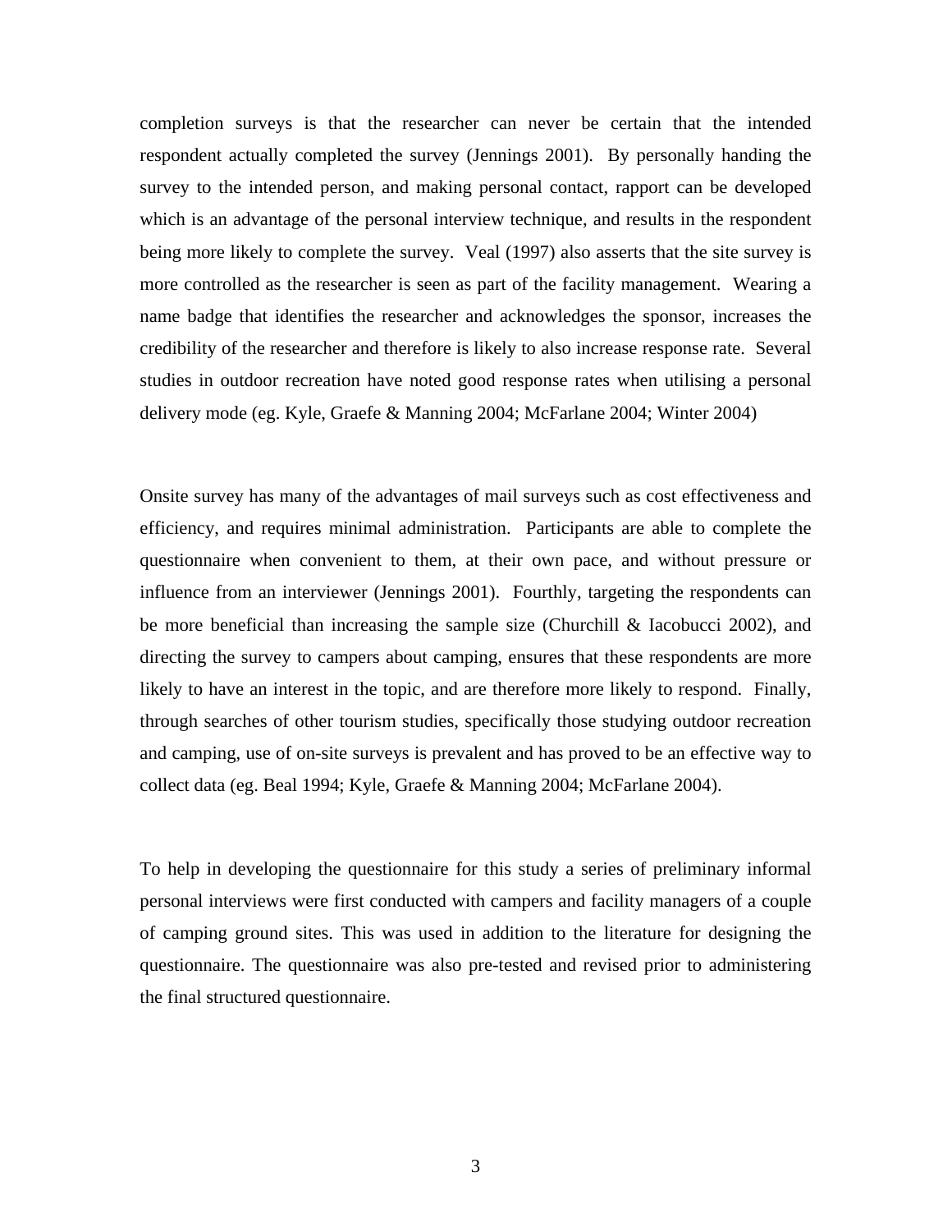completion surveys is that the researcher can never be certain that the intended respondent actually completed the survey (Jennings 2001). By personally handing the survey to the intended person, and making personal contact, rapport can be developed which is an advantage of the personal interview technique, and results in the respondent being more likely to complete the survey. Veal (1997) also asserts that the site survey is more controlled as the researcher is seen as part of the facility management. Wearing a name badge that identifies the researcher and acknowledges the sponsor, increases the credibility of the researcher and therefore is likely to also increase response rate. Several studies in outdoor recreation have noted good response rates when utilising a personal delivery mode (eg. Kyle, Graefe & Manning 2004; McFarlane 2004; Winter 2004)

Onsite survey has many of the advantages of mail surveys such as cost effectiveness and efficiency, and requires minimal administration. Participants are able to complete the questionnaire when convenient to them, at their own pace, and without pressure or influence from an interviewer (Jennings 2001). Fourthly, targeting the respondents can be more beneficial than increasing the sample size (Churchill & Iacobucci 2002), and directing the survey to campers about camping, ensures that these respondents are more likely to have an interest in the topic, and are therefore more likely to respond. Finally, through searches of other tourism studies, specifically those studying outdoor recreation and camping, use of on-site surveys is prevalent and has proved to be an effective way to collect data (eg. Beal 1994; Kyle, Graefe & Manning 2004; McFarlane 2004).

To help in developing the questionnaire for this study a series of preliminary informal personal interviews were first conducted with campers and facility managers of a couple of camping ground sites. This was used in addition to the literature for designing the questionnaire. The questionnaire was also pre-tested and revised prior to administering the final structured questionnaire.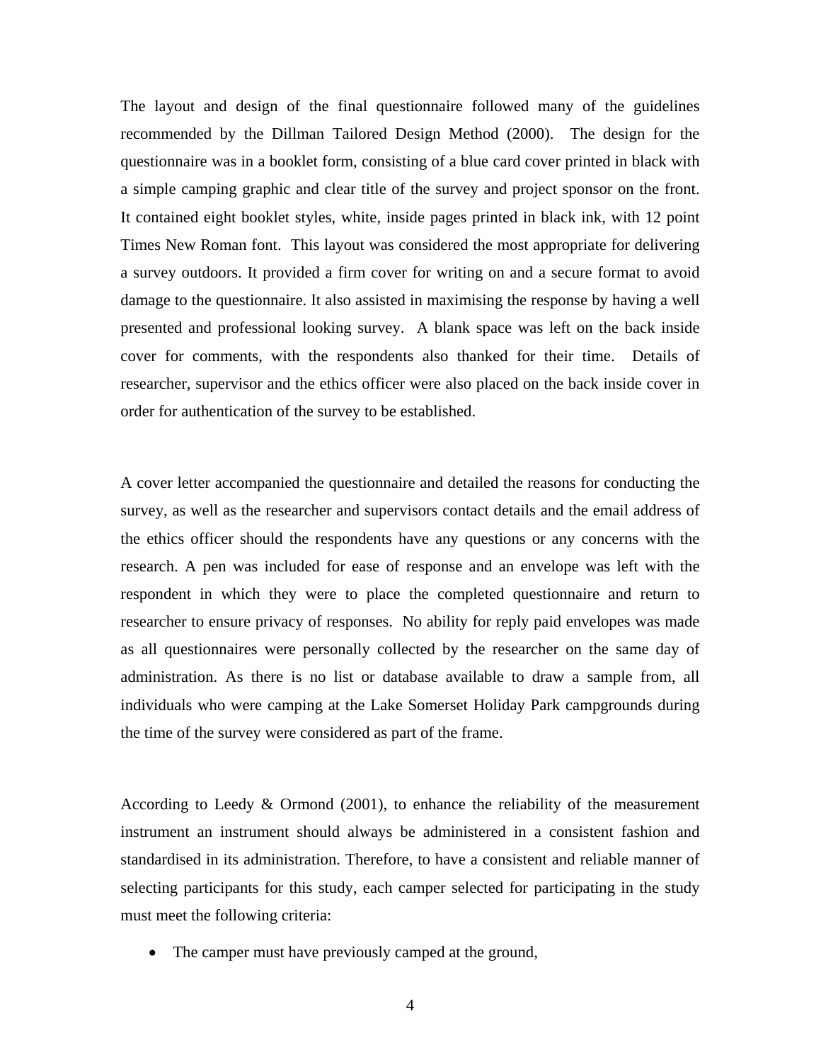The layout and design of the final questionnaire followed many of the guidelines recommended by the Dillman Tailored Design Method (2000). The design for the questionnaire was in a booklet form, consisting of a blue card cover printed in black with a simple camping graphic and clear title of the survey and project sponsor on the front. It contained eight booklet styles, white, inside pages printed in black ink, with 12 point Times New Roman font. This layout was considered the most appropriate for delivering a survey outdoors. It provided a firm cover for writing on and a secure format to avoid damage to the questionnaire. It also assisted in maximising the response by having a well presented and professional looking survey. A blank space was left on the back inside cover for comments, with the respondents also thanked for their time. Details of researcher, supervisor and the ethics officer were also placed on the back inside cover in order for authentication of the survey to be established.

A cover letter accompanied the questionnaire and detailed the reasons for conducting the survey, as well as the researcher and supervisors contact details and the email address of the ethics officer should the respondents have any questions or any concerns with the research. A pen was included for ease of response and an envelope was left with the respondent in which they were to place the completed questionnaire and return to researcher to ensure privacy of responses. No ability for reply paid envelopes was made as all questionnaires were personally collected by the researcher on the same day of administration. As there is no list or database available to draw a sample from, all individuals who were camping at the Lake Somerset Holiday Park campgrounds during the time of the survey were considered as part of the frame.

According to Leedy & Ormond (2001), to enhance the reliability of the measurement instrument an instrument should always be administered in a consistent fashion and standardised in its administration. Therefore, to have a consistent and reliable manner of selecting participants for this study, each camper selected for participating in the study must meet the following criteria:

- The camper must have previously camped at the ground,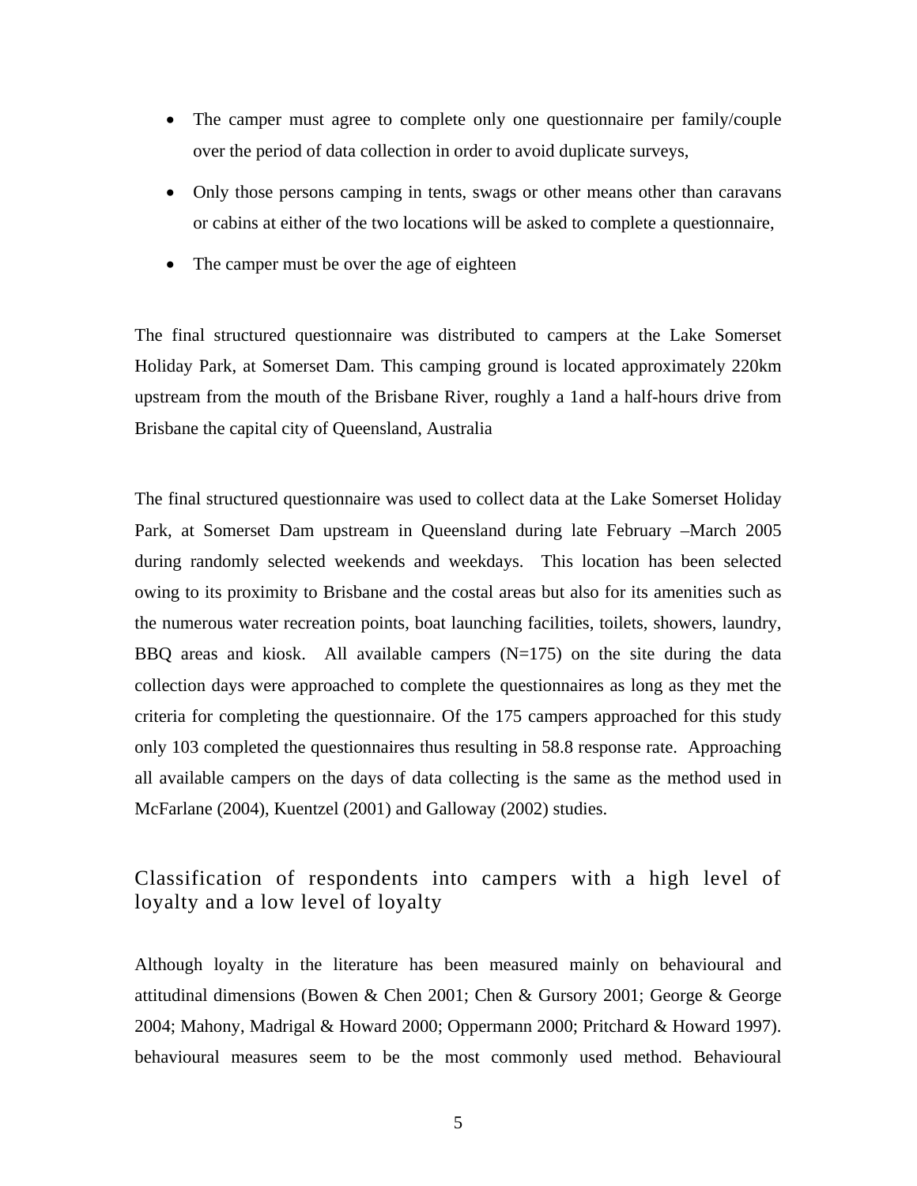- The camper must agree to complete only one questionnaire per family/couple over the period of data collection in order to avoid duplicate surveys,
- Only those persons camping in tents, swags or other means other than caravans or cabins at either of the two locations will be asked to complete a questionnaire,
- The camper must be over the age of eighteen

The final structured questionnaire was distributed to campers at the Lake Somerset Holiday Park, at Somerset Dam. This camping ground is located approximately 220km upstream from the mouth of the Brisbane River, roughly a 1and a half-hours drive from Brisbane the capital city of Queensland, Australia

The final structured questionnaire was used to collect data at the Lake Somerset Holiday Park, at Somerset Dam upstream in Queensland during late February –March 2005 during randomly selected weekends and weekdays. This location has been selected owing to its proximity to Brisbane and the costal areas but also for its amenities such as the numerous water recreation points, boat launching facilities, toilets, showers, laundry, BBQ areas and kiosk. All available campers (N=175) on the site during the data collection days were approached to complete the questionnaires as long as they met the criteria for completing the questionnaire. Of the 175 campers approached for this study only 103 completed the questionnaires thus resulting in 58.8 response rate. Approaching all available campers on the days of data collecting is the same as the method used in McFarlane (2004), Kuentzel (2001) and Galloway (2002) studies.

## Classification of respondents into campers with a high level of loyalty and a low level of loyalty

Although loyalty in the literature has been measured mainly on behavioural and attitudinal dimensions (Bowen & Chen 2001; Chen & Gursory 2001; George & George 2004; Mahony, Madrigal & Howard 2000; Oppermann 2000; Pritchard & Howard 1997). behavioural measures seem to be the most commonly used method. Behavioural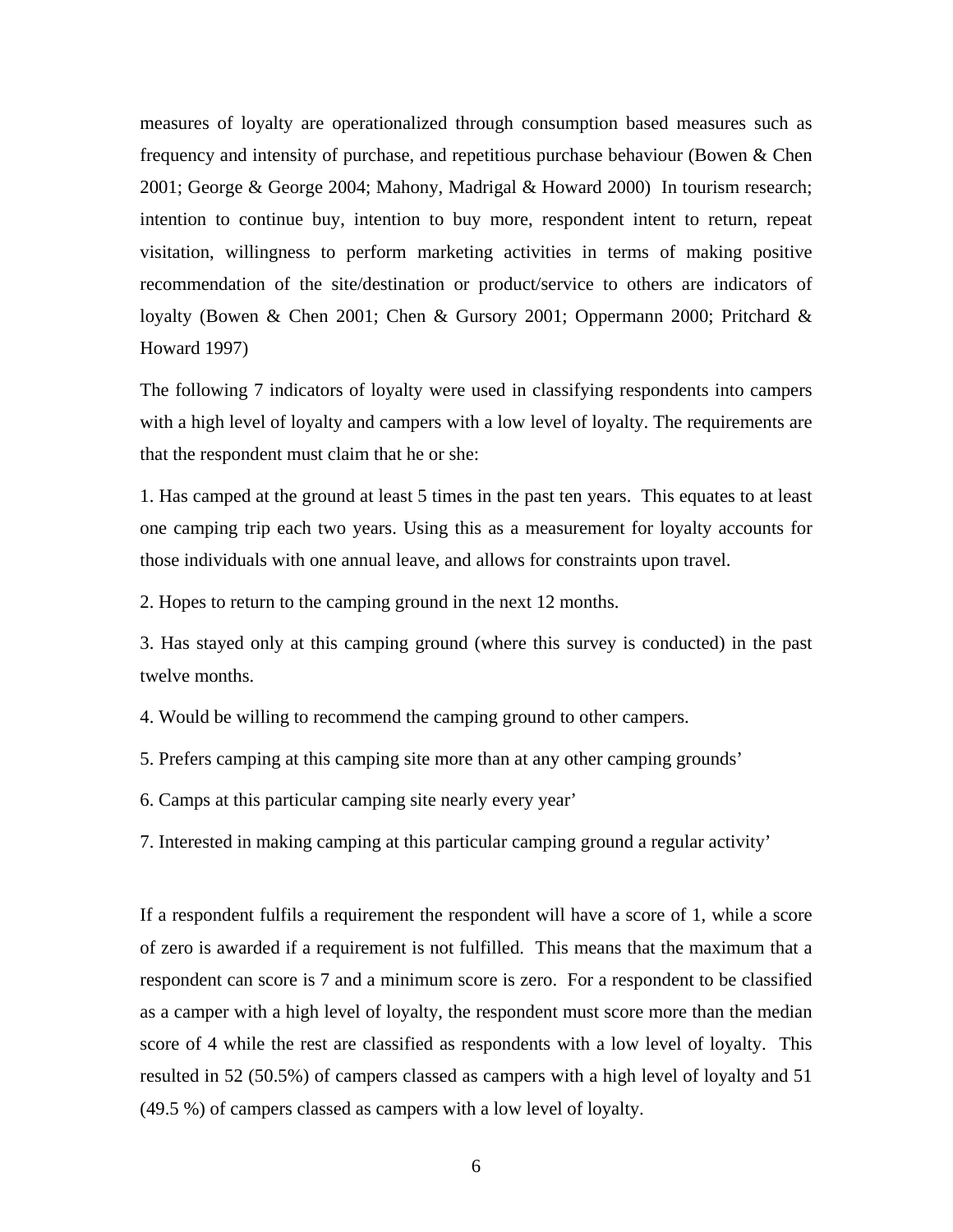measures of loyalty are operationalized through consumption based measures such as frequency and intensity of purchase, and repetitious purchase behaviour (Bowen & Chen 2001; George & George 2004; Mahony, Madrigal & Howard 2000)  In tourism research; intention to continue buy, intention to buy more, respondent intent to return, repeat visitation, willingness to perform marketing activities in terms of making positive recommendation of the site/destination or product/service to others are indicators of loyalty (Bowen & Chen 2001; Chen & Gursory 2001; Oppermann 2000; Pritchard & Howard 1997)

The following 7 indicators of loyalty were used in classifying respondents into campers with a high level of loyalty and campers with a low level of loyalty. The requirements are that the respondent must claim that he or she:

1. Has camped at the ground at least 5 times in the past ten years.  This equates to at least one camping trip each two years. Using this as a measurement for loyalty accounts for those individuals with one annual leave, and allows for constraints upon travel.

2. Hopes to return to the camping ground in the next 12 months.

3. Has stayed only at this camping ground (where this survey is conducted) in the past twelve months.

4. Would be willing to recommend the camping ground to other campers.

5. Prefers camping at this camping site more than at any other camping grounds'

6. Camps at this particular camping site nearly every year'

7. Interested in making camping at this particular camping ground a regular activity'

If a respondent fulfils a requirement the respondent will have a score of 1, while a score of zero is awarded if a requirement is not fulfilled.  This means that the maximum that a respondent can score is 7 and a minimum score is zero.  For a respondent to be classified as a camper with a high level of loyalty, the respondent must score more than the median score of 4 while the rest are classified as respondents with a low level of loyalty.  This resulted in 52 (50.5%) of campers classed as campers with a high level of loyalty and 51 (49.5 %) of campers classed as campers with a low level of loyalty.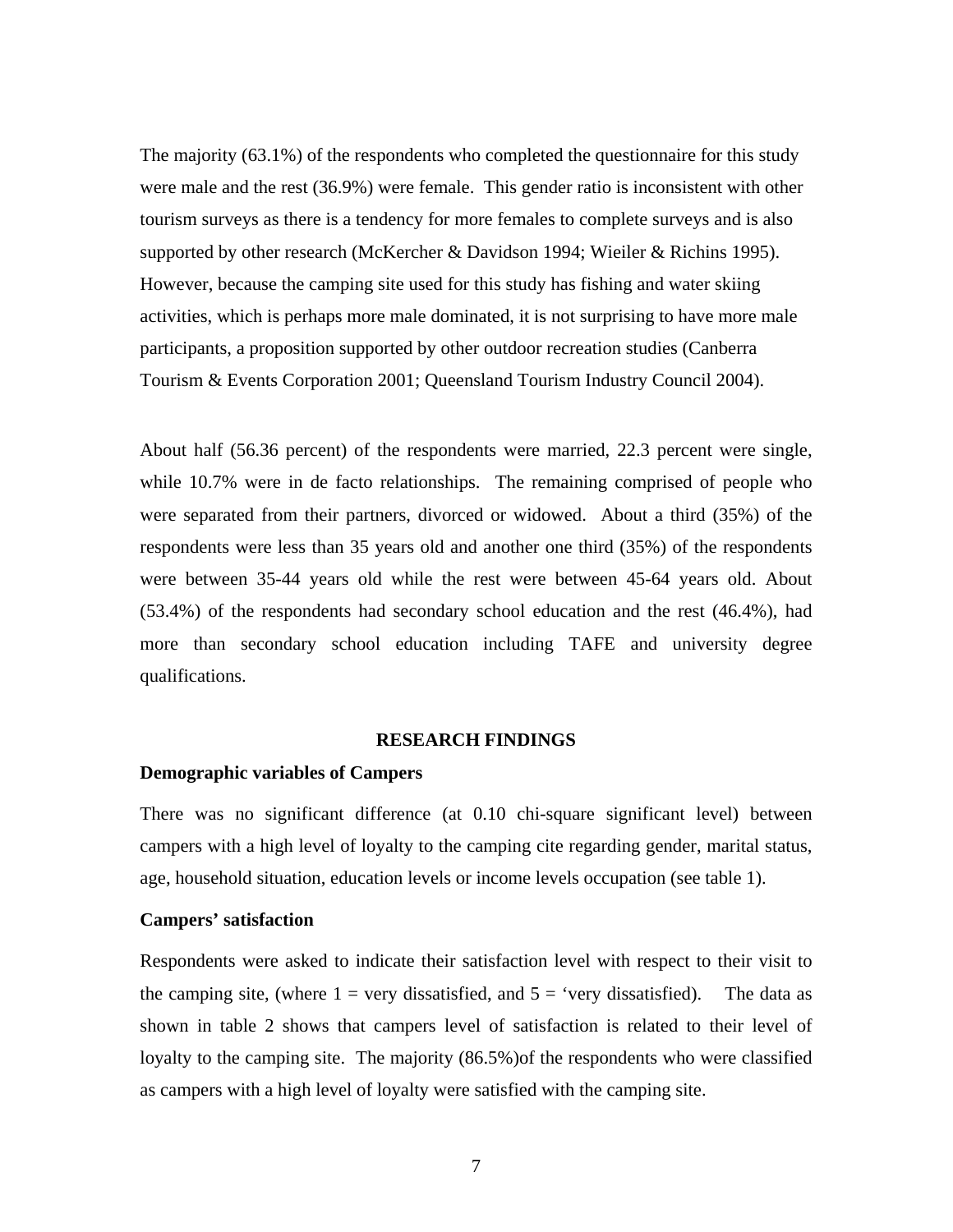The majority (63.1%) of the respondents who completed the questionnaire for this study were male and the rest (36.9%) were female. This gender ratio is inconsistent with other tourism surveys as there is a tendency for more females to complete surveys and is also supported by other research (McKercher & Davidson 1994; Wieiler & Richins 1995). However, because the camping site used for this study has fishing and water skiing activities, which is perhaps more male dominated, it is not surprising to have more male participants, a proposition supported by other outdoor recreation studies (Canberra Tourism & Events Corporation 2001; Queensland Tourism Industry Council 2004).

About half (56.36 percent) of the respondents were married, 22.3 percent were single, while 10.7% were in de facto relationships. The remaining comprised of people who were separated from their partners, divorced or widowed. About a third (35%) of the respondents were less than 35 years old and another one third (35%) of the respondents were between 35-44 years old while the rest were between 45-64 years old. About (53.4%) of the respondents had secondary school education and the rest (46.4%), had more than secondary school education including TAFE and university degree qualifications.

## RESEARCH FINDINGS

### Demographic variables of Campers

There was no significant difference (at 0.10 chi-square significant level) between campers with a high level of loyalty to the camping cite regarding gender, marital status, age, household situation, education levels or income levels occupation (see table 1).

### Campers' satisfaction

Respondents were asked to indicate their satisfaction level with respect to their visit to the camping site, (where 1 = very dissatisfied, and 5 = 'very dissatisfied). The data as shown in table 2 shows that campers level of satisfaction is related to their level of loyalty to the camping site. The majority (86.5%)of the respondents who were classified as campers with a high level of loyalty were satisfied with the camping site.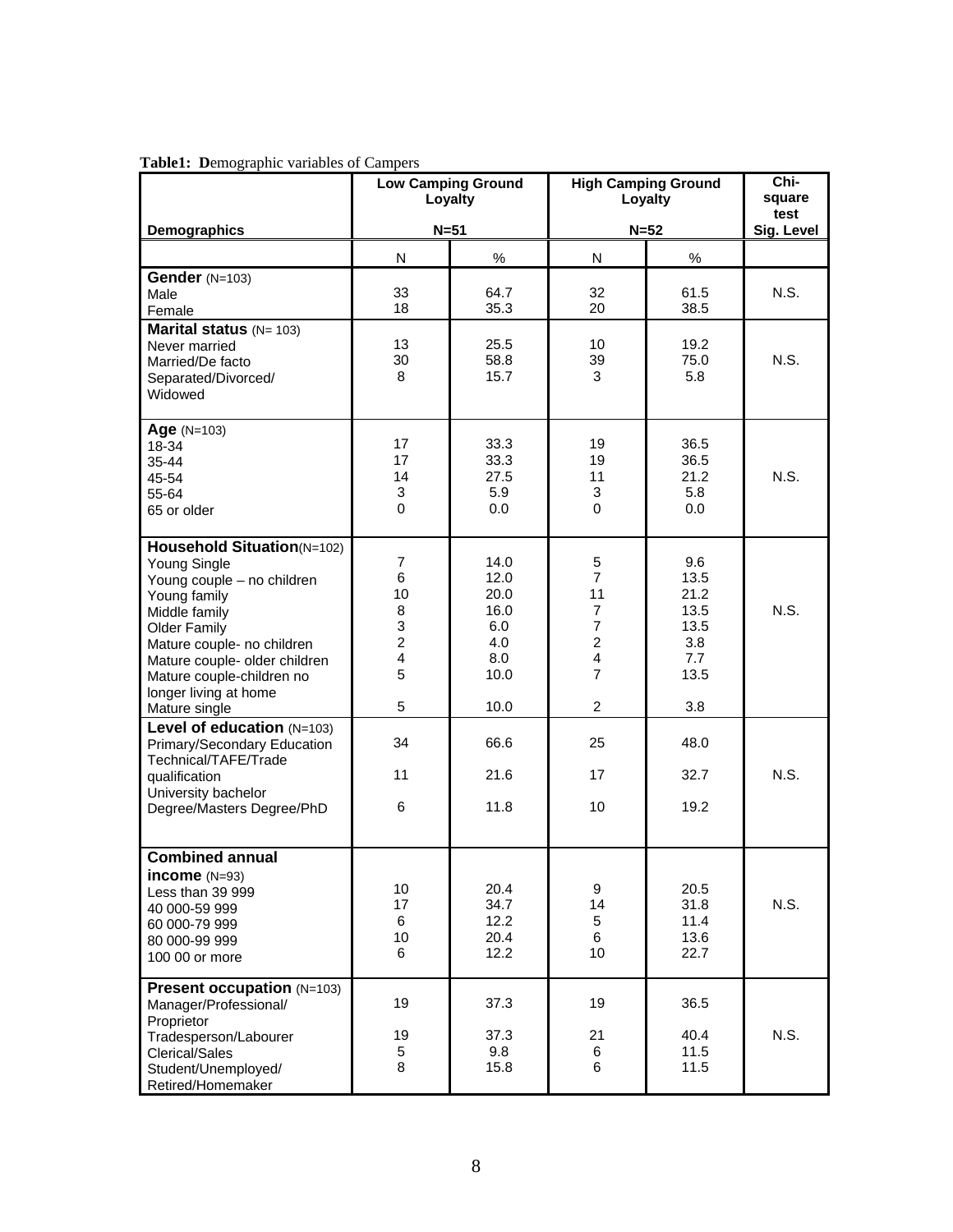**Table1: D**emographic variables of Campers

| Demographics | Low Camping Ground Loyalty N=51 | | High Camping Ground Loyalty N=52 | | Chi-square test Sig. Level |
|---|---|---|---|---|---|
| | N | % | N | % | |
| **Gender** (N=103) | | | | | |
| Male | 33 | 64.7 | 32 | 61.5 | N.S. |
| Female | 18 | 35.3 | 20 | 38.5 | |
| **Marital status** (N= 103) | | | | | |
| Never married | 13 | 25.5 | 10 | 19.2 | |
| Married/De facto | 30 | 58.8 | 39 | 75.0 | N.S. |
| Separated/Divorced/ Widowed | 8 | 15.7 | 3 | 5.8 | |
| **Age** (N=103) | | | | | |
| 18-34 | 17 | 33.3 | 19 | 36.5 | |
| 35-44 | 17 | 33.3 | 19 | 36.5 | |
| 45-54 | 14 | 27.5 | 11 | 21.2 | N.S. |
| 55-64 | 3 | 5.9 | 3 | 5.8 | |
| 65 or older | 0 | 0.0 | 0 | 0.0 | |
| **Household Situation**(N=102) | | | | | |
| Young Single | 7 | 14.0 | 5 | 9.6 | |
| Young couple – no children | 6 | 12.0 | 7 | 13.5 | |
| Young family | 10 | 20.0 | 11 | 21.2 | |
| Middle family | 8 | 16.0 | 7 | 13.5 | N.S. |
| Older Family | 3 | 6.0 | 7 | 13.5 | |
| Mature couple- no children | 2 | 4.0 | 2 | 3.8 | |
| Mature couple- older children | 4 | 8.0 | 4 | 7.7 | |
| Mature couple-children no longer living at home | 5 | 10.0 | 7 | 13.5 | |
| Mature single | 5 | 10.0 | 2 | 3.8 | |
| **Level of education** (N=103) | | | | | |
| Primary/Secondary Education | 34 | 66.6 | 25 | 48.0 | |
| Technical/TAFE/Trade qualification | 11 | 21.6 | 17 | 32.7 | N.S. |
| University bachelor Degree/Masters Degree/PhD | 6 | 11.8 | 10 | 19.2 | |
| **Combined annual income** (N=93) | | | | | |
| Less than 39 999 | 10 | 20.4 | 9 | 20.5 | |
| 40 000-59 999 | 17 | 34.7 | 14 | 31.8 | N.S. |
| 60 000-79 999 | 6 | 12.2 | 5 | 11.4 | |
| 80 000-99 999 | 10 | 20.4 | 6 | 13.6 | |
| 100 00 or more | 6 | 12.2 | 10 | 22.7 | |
| **Present occupation** (N=103) | | | | | |
| Manager/Professional/ Proprietor | 19 | 37.3 | 19 | 36.5 | |
| Tradesperson/Labourer | 19 | 37.3 | 21 | 40.4 | N.S. |
| Clerical/Sales | 5 | 9.8 | 6 | 11.5 | |
| Student/Unemployed/ Retired/Homemaker | 8 | 15.8 | 6 | 11.5 | |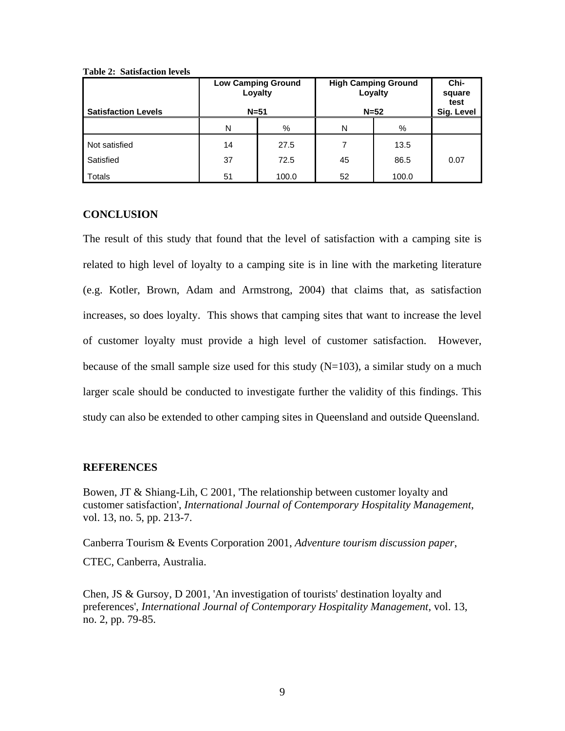**Table 2: Satisfaction levels**

| Satisfaction Levels | Low Camping Ground Loyalty N=51 | | High Camping Ground Loyalty N=52 | | Chi-square test Sig. Level |
|---|---|---|---|---|---|
| | N | % | N | % | |
| Not satisfied | 14 | 27.5 | 7 | 13.5 | |
| Satisfied | 37 | 72.5 | 45 | 86.5 | 0.07 |
| Totals | 51 | 100.0 | 52 | 100.0 | |

## CONCLUSION

The result of this study that found that the level of satisfaction with a camping site is related to high level of loyalty to a camping site is in line with the marketing literature (e.g. Kotler, Brown, Adam and Armstrong, 2004) that claims that, as satisfaction increases, so does loyalty. This shows that camping sites that want to increase the level of customer loyalty must provide a high level of customer satisfaction. However, because of the small sample size used for this study (N=103), a similar study on a much larger scale should be conducted to investigate further the validity of this findings. This study can also be extended to other camping sites in Queensland and outside Queensland.

## REFERENCES

Bowen, JT & Shiang-Lih, C 2001, 'The relationship between customer loyalty and customer satisfaction', *International Journal of Contemporary Hospitality Management*, vol. 13, no. 5, pp. 213-7.

Canberra Tourism & Events Corporation 2001, *Adventure tourism discussion paper*, CTEC, Canberra, Australia.

Chen, JS & Gursoy, D 2001, 'An investigation of tourists' destination loyalty and preferences', *International Journal of Contemporary Hospitality Management*, vol. 13, no. 2, pp. 79-85.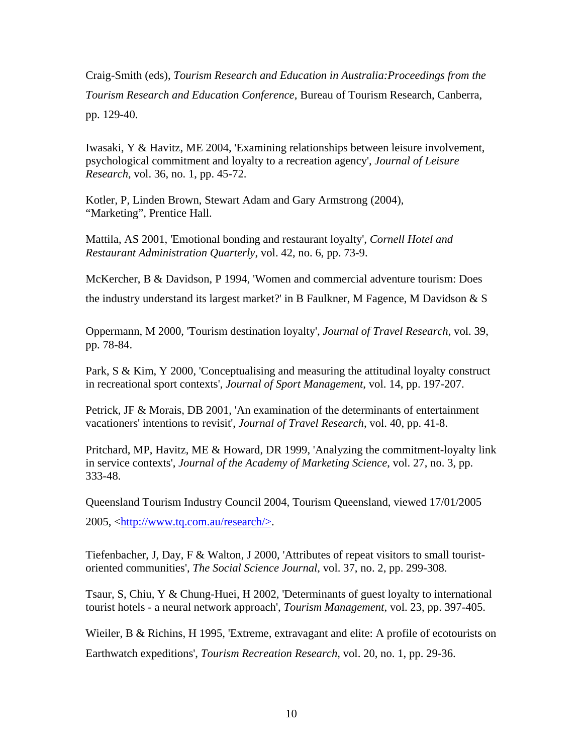Craig-Smith (eds), *Tourism Research and Education in Australia:Proceedings from the Tourism Research and Education Conference*, Bureau of Tourism Research, Canberra, pp. 129-40.

Iwasaki, Y & Havitz, ME 2004, 'Examining relationships between leisure involvement, psychological commitment and loyalty to a recreation agency', *Journal of Leisure Research*, vol. 36, no. 1, pp. 45-72.

Kotler, P, Linden Brown, Stewart Adam and Gary Armstrong (2004), "Marketing", Prentice Hall.

Mattila, AS 2001, 'Emotional bonding and restaurant loyalty', *Cornell Hotel and Restaurant Administration Quarterly*, vol. 42, no. 6, pp. 73-9.

McKercher, B & Davidson, P 1994, 'Women and commercial adventure tourism: Does the industry understand its largest market?' in B Faulkner, M Fagence, M Davidson & S

Oppermann, M 2000, 'Tourism destination loyalty', *Journal of Travel Research*, vol. 39, pp. 78-84.

Park, S & Kim, Y 2000, 'Conceptualising and measuring the attitudinal loyalty construct in recreational sport contexts', *Journal of Sport Management*, vol. 14, pp. 197-207.

Petrick, JF & Morais, DB 2001, 'An examination of the determinants of entertainment vacationers' intentions to revisit', *Journal of Travel Research*, vol. 40, pp. 41-8.

Pritchard, MP, Havitz, ME & Howard, DR 1999, 'Analyzing the commitment-loyalty link in service contexts', *Journal of the Academy of Marketing Science*, vol. 27, no. 3, pp. 333-48.

Queensland Tourism Industry Council 2004, Tourism Queensland, viewed 17/01/2005 2005, <http://www.tq.com.au/research/>.

Tiefenbacher, J, Day, F & Walton, J 2000, 'Attributes of repeat visitors to small tourist-oriented communities', *The Social Science Journal*, vol. 37, no. 2, pp. 299-308.

Tsaur, S, Chiu, Y & Chung-Huei, H 2002, 'Determinants of guest loyalty to international tourist hotels - a neural network approach', *Tourism Management*, vol. 23, pp. 397-405.

Wieiler, B & Richins, H 1995, 'Extreme, extravagant and elite: A profile of ecotourists on Earthwatch expeditions', *Tourism Recreation Research*, vol. 20, no. 1, pp. 29-36.